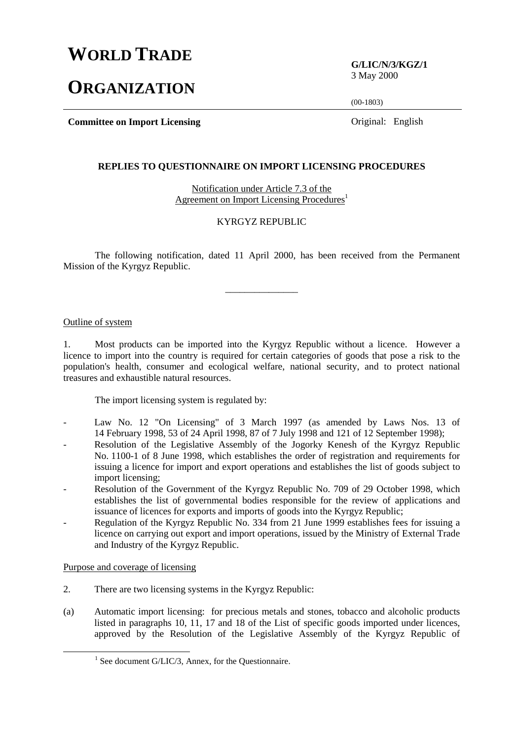# WORLD TRADE ORGANIZATION

**G/LIC/N/3/KGZ/1**
3 May 2000

(00-1803)

**Committee on Import Licensing**

Original: English

## REPLIES TO QUESTIONNAIRE ON IMPORT LICENSING PROCEDURES

Notification under Article 7.3 of the Agreement on Import Licensing Procedures[1]

KYRGYZ REPUBLIC

The following notification, dated 11 April 2000, has been received from the Permanent Mission of the Kyrgyz Republic.

---

Outline of system

1. Most products can be imported into the Kyrgyz Republic without a licence. However a licence to import into the country is required for certain categories of goods that pose a risk to the population's health, consumer and ecological welfare, national security, and to protect national treasures and exhaustible natural resources.

The import licensing system is regulated by:

- Law No. 12 "On Licensing" of 3 March 1997 (as amended by Laws Nos. 13 of 14 February 1998, 53 of 24 April 1998, 87 of 7 July 1998 and 121 of 12 September 1998);
- Resolution of the Legislative Assembly of the Jogorky Kenesh of the Kyrgyz Republic No. 1100-1 of 8 June 1998, which establishes the order of registration and requirements for issuing a licence for import and export operations and establishes the list of goods subject to import licensing;
- Resolution of the Government of the Kyrgyz Republic No. 709 of 29 October 1998, which establishes the list of governmental bodies responsible for the review of applications and issuance of licences for exports and imports of goods into the Kyrgyz Republic;
- Regulation of the Kyrgyz Republic No. 334 from 21 June 1999 establishes fees for issuing a licence on carrying out export and import operations, issued by the Ministry of External Trade and Industry of the Kyrgyz Republic.

Purpose and coverage of licensing

2. There are two licensing systems in the Kyrgyz Republic:

(a) Automatic import licensing: for precious metals and stones, tobacco and alcoholic products listed in paragraphs 10, 11, 17 and 18 of the List of specific goods imported under licences, approved by the Resolution of the Legislative Assembly of the Kyrgyz Republic of

[1] See document G/LIC/3, Annex, for the Questionnaire.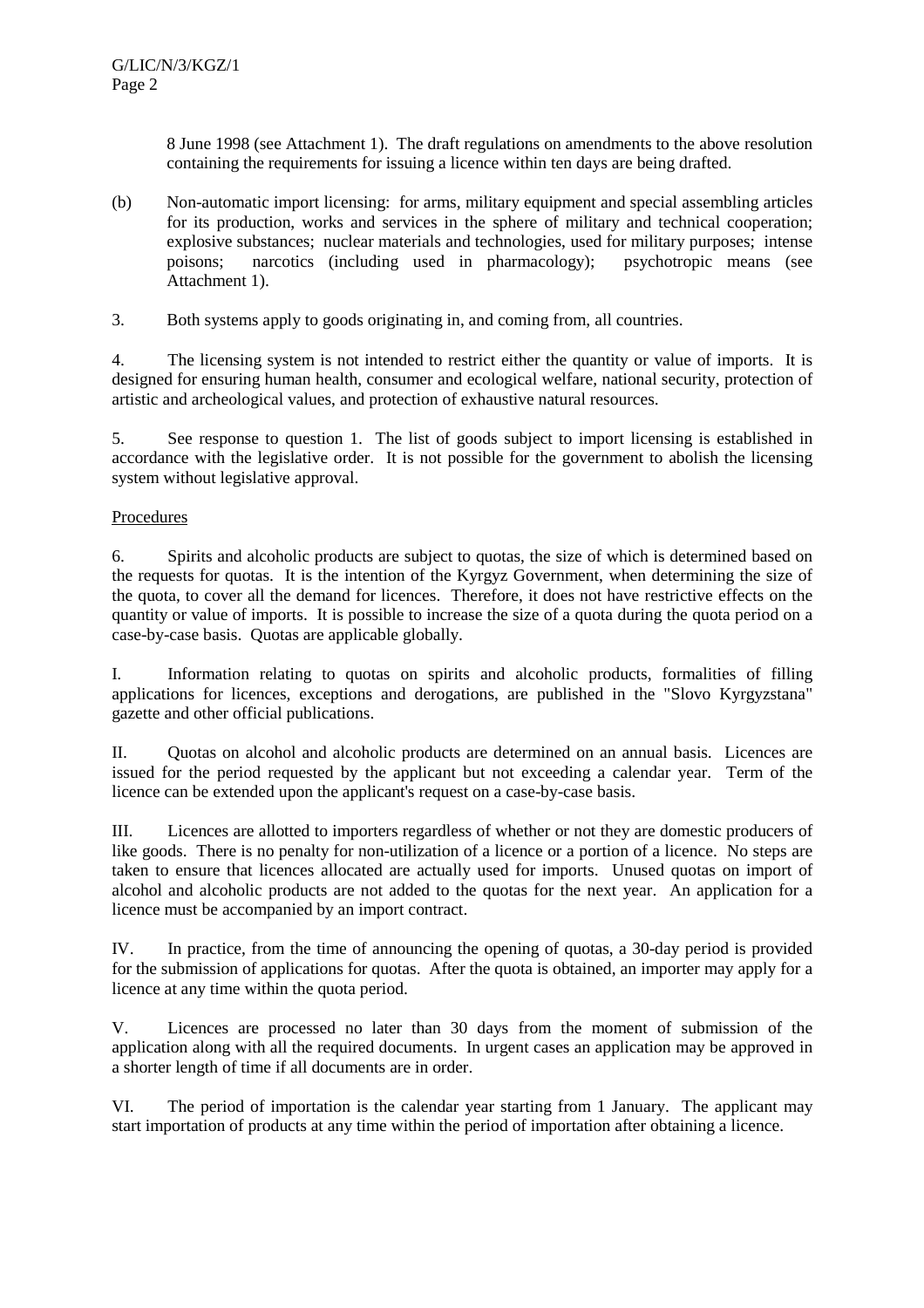8 June 1998 (see Attachment 1). The draft regulations on amendments to the above resolution containing the requirements for issuing a licence within ten days are being drafted.

(b) Non-automatic import licensing: for arms, military equipment and special assembling articles for its production, works and services in the sphere of military and technical cooperation; explosive substances; nuclear materials and technologies, used for military purposes; intense poisons; narcotics (including used in pharmacology); psychotropic means (see Attachment 1).

3. Both systems apply to goods originating in, and coming from, all countries.

4. The licensing system is not intended to restrict either the quantity or value of imports. It is designed for ensuring human health, consumer and ecological welfare, national security, protection of artistic and archeological values, and protection of exhaustive natural resources.

5. See response to question 1. The list of goods subject to import licensing is established in accordance with the legislative order. It is not possible for the government to abolish the licensing system without legislative approval.

Procedures

6. Spirits and alcoholic products are subject to quotas, the size of which is determined based on the requests for quotas. It is the intention of the Kyrgyz Government, when determining the size of the quota, to cover all the demand for licences. Therefore, it does not have restrictive effects on the quantity or value of imports. It is possible to increase the size of a quota during the quota period on a case-by-case basis. Quotas are applicable globally.

I. Information relating to quotas on spirits and alcoholic products, formalities of filling applications for licences, exceptions and derogations, are published in the "Slovo Kyrgyzstana" gazette and other official publications.

II. Quotas on alcohol and alcoholic products are determined on an annual basis. Licences are issued for the period requested by the applicant but not exceeding a calendar year. Term of the licence can be extended upon the applicant's request on a case-by-case basis.

III. Licences are allotted to importers regardless of whether or not they are domestic producers of like goods. There is no penalty for non-utilization of a licence or a portion of a licence. No steps are taken to ensure that licences allocated are actually used for imports. Unused quotas on import of alcohol and alcoholic products are not added to the quotas for the next year. An application for a licence must be accompanied by an import contract.

IV. In practice, from the time of announcing the opening of quotas, a 30-day period is provided for the submission of applications for quotas. After the quota is obtained, an importer may apply for a licence at any time within the quota period.

V. Licences are processed no later than 30 days from the moment of submission of the application along with all the required documents. In urgent cases an application may be approved in a shorter length of time if all documents are in order.

VI. The period of importation is the calendar year starting from 1 January. The applicant may start importation of products at any time within the period of importation after obtaining a licence.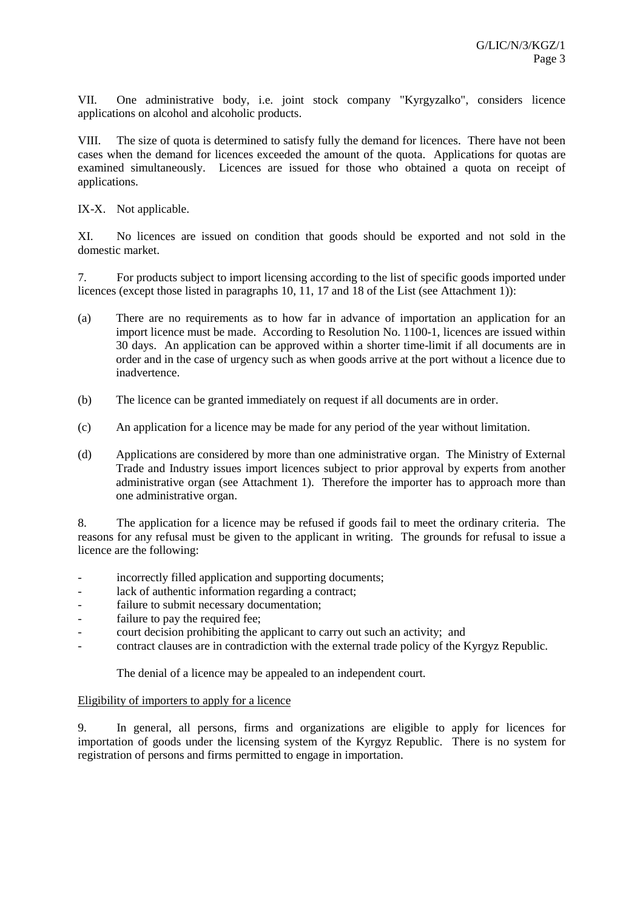VII. One administrative body, i.e. joint stock company "Kyrgyzalko", considers licence applications on alcohol and alcoholic products.

VIII. The size of quota is determined to satisfy fully the demand for licences. There have not been cases when the demand for licences exceeded the amount of the quota. Applications for quotas are examined simultaneously. Licences are issued for those who obtained a quota on receipt of applications.

IX-X. Not applicable.

XI. No licences are issued on condition that goods should be exported and not sold in the domestic market.

7. For products subject to import licensing according to the list of specific goods imported under licences (except those listed in paragraphs 10, 11, 17 and 18 of the List (see Attachment 1)):

(a) There are no requirements as to how far in advance of importation an application for an import licence must be made. According to Resolution No. 1100-1, licences are issued within 30 days. An application can be approved within a shorter time-limit if all documents are in order and in the case of urgency such as when goods arrive at the port without a licence due to inadvertence.

(b) The licence can be granted immediately on request if all documents are in order.

(c) An application for a licence may be made for any period of the year without limitation.

(d) Applications are considered by more than one administrative organ. The Ministry of External Trade and Industry issues import licences subject to prior approval by experts from another administrative organ (see Attachment 1). Therefore the importer has to approach more than one administrative organ.

8. The application for a licence may be refused if goods fail to meet the ordinary criteria. The reasons for any refusal must be given to the applicant in writing. The grounds for refusal to issue a licence are the following:

- incorrectly filled application and supporting documents;
- lack of authentic information regarding a contract;
- failure to submit necessary documentation;
- failure to pay the required fee;
- court decision prohibiting the applicant to carry out such an activity; and
- contract clauses are in contradiction with the external trade policy of the Kyrgyz Republic.

The denial of a licence may be appealed to an independent court.

Eligibility of importers to apply for a licence

9. In general, all persons, firms and organizations are eligible to apply for licences for importation of goods under the licensing system of the Kyrgyz Republic. There is no system for registration of persons and firms permitted to engage in importation.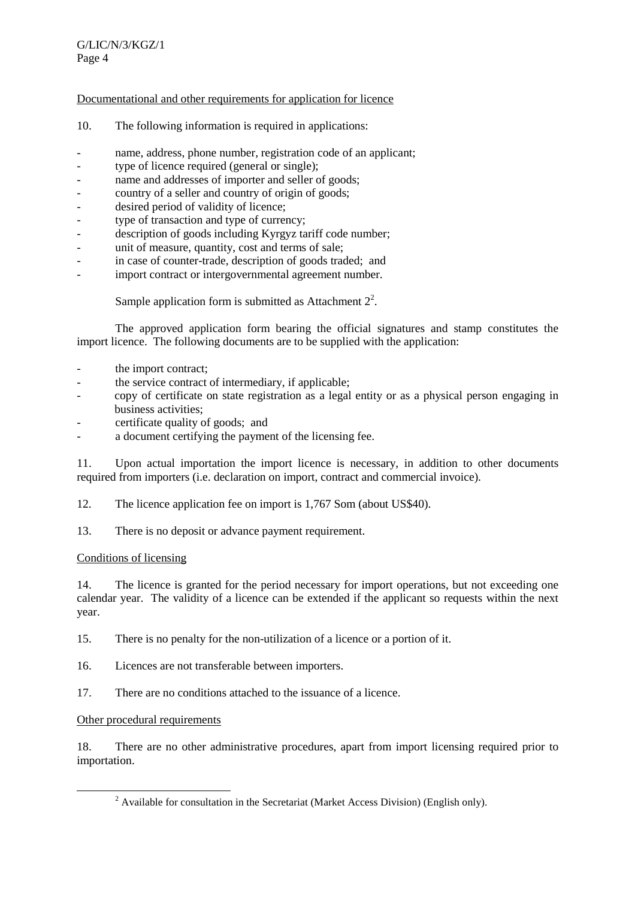Documentational and other requirements for application for licence

10. The following information is required in applications:

- name, address, phone number, registration code of an applicant;
- type of licence required (general or single);
- name and addresses of importer and seller of goods;
- country of a seller and country of origin of goods;
- desired period of validity of licence;
- type of transaction and type of currency;
- description of goods including Kyrgyz tariff code number;
- unit of measure, quantity, cost and terms of sale;
- in case of counter-trade, description of goods traded; and
- import contract or intergovernmental agreement number.

Sample application form is submitted as Attachment 2[2].

The approved application form bearing the official signatures and stamp constitutes the import licence. The following documents are to be supplied with the application:

- the import contract;
- the service contract of intermediary, if applicable;
- copy of certificate on state registration as a legal entity or as a physical person engaging in business activities;
- certificate quality of goods; and
- a document certifying the payment of the licensing fee.

11. Upon actual importation the import licence is necessary, in addition to other documents required from importers (i.e. declaration on import, contract and commercial invoice).

12. The licence application fee on import is 1,767 Som (about US$40).

13. There is no deposit or advance payment requirement.

Conditions of licensing

14. The licence is granted for the period necessary for import operations, but not exceeding one calendar year. The validity of a licence can be extended if the applicant so requests within the next year.

15. There is no penalty for the non-utilization of a licence or a portion of it.

16. Licences are not transferable between importers.

17. There are no conditions attached to the issuance of a licence.

Other procedural requirements

18. There are no other administrative procedures, apart from import licensing required prior to importation.

[2] Available for consultation in the Secretariat (Market Access Division) (English only).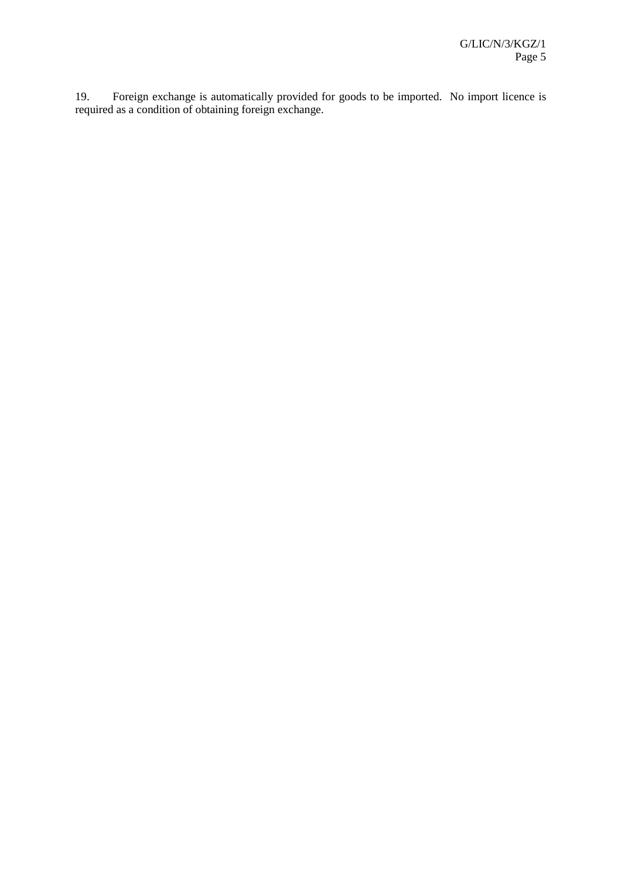19. Foreign exchange is automatically provided for goods to be imported. No import licence is required as a condition of obtaining foreign exchange.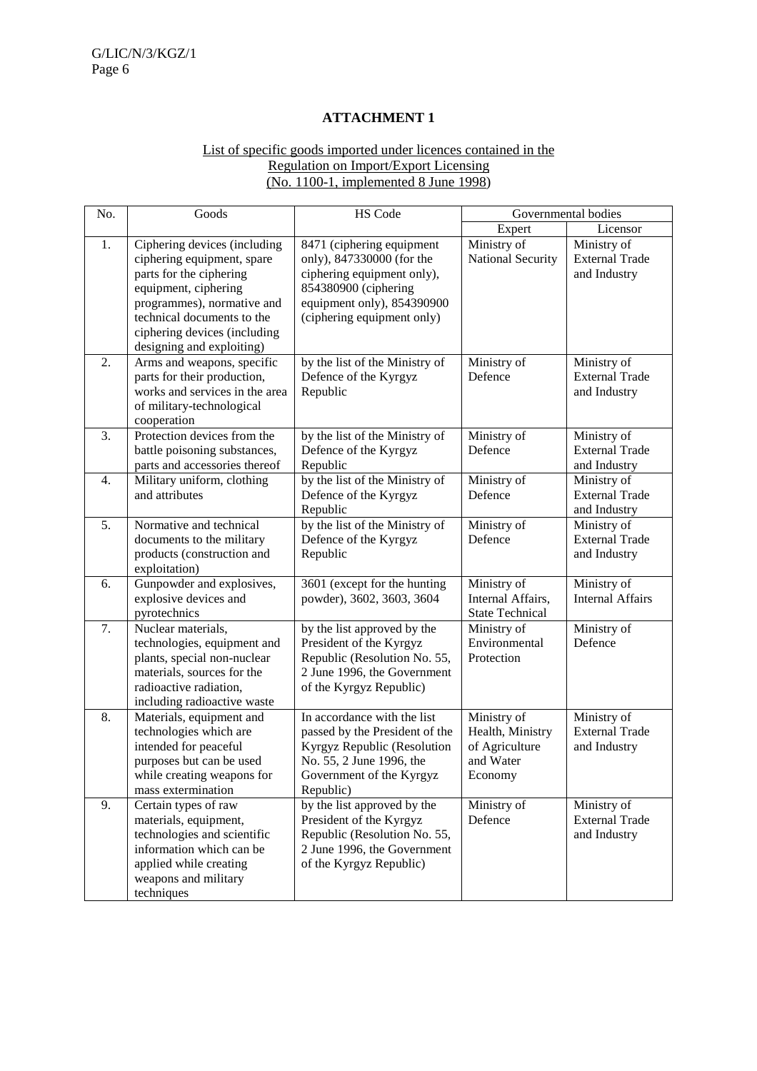## ATTACHMENT 1

List of specific goods imported under licences contained in the Regulation on Import/Export Licensing (No. 1100-1, implemented 8 June 1998)

| No. | Goods | HS Code | Governmental bodies | |
|---|---|---|---|---|
| | | | Expert | Licensor |
| 1. | Ciphering devices (including ciphering equipment, spare parts for the ciphering equipment, ciphering programmes), normative and technical documents to the ciphering devices (including designing and exploiting) | 8471 (ciphering equipment only), 847330000 (for the ciphering equipment only), 854380900 (ciphering equipment only), 854390900 (ciphering equipment only) | Ministry of National Security | Ministry of External Trade and Industry |
| 2. | Arms and weapons, specific parts for their production, works and services in the area of military-technological cooperation | by the list of the Ministry of Defence of the Kyrgyz Republic | Ministry of Defence | Ministry of External Trade and Industry |
| 3. | Protection devices from the battle poisoning substances, parts and accessories thereof | by the list of the Ministry of Defence of the Kyrgyz Republic | Ministry of Defence | Ministry of External Trade and Industry |
| 4. | Military uniform, clothing and attributes | by the list of the Ministry of Defence of the Kyrgyz Republic | Ministry of Defence | Ministry of External Trade and Industry |
| 5. | Normative and technical documents to the military products (construction and exploitation) | by the list of the Ministry of Defence of the Kyrgyz Republic | Ministry of Defence | Ministry of External Trade and Industry |
| 6. | Gunpowder and explosives, explosive devices and pyrotechnics | 3601 (except for the hunting powder), 3602, 3603, 3604 | Ministry of Internal Affairs, State Technical | Ministry of Internal Affairs |
| 7. | Nuclear materials, technologies, equipment and plants, special non-nuclear materials, sources for the radioactive radiation, including radioactive waste | by the list approved by the President of the Kyrgyz Republic (Resolution No. 55, 2 June 1996, the Government of the Kyrgyz Republic) | Ministry of Environmental Protection | Ministry of Defence |
| 8. | Materials, equipment and technologies which are intended for peaceful purposes but can be used while creating weapons for mass extermination | In accordance with the list passed by the President of the Kyrgyz Republic (Resolution No. 55, 2 June 1996, the Government of the Kyrgyz Republic) | Ministry of Health, Ministry of Agriculture and Water Economy | Ministry of External Trade and Industry |
| 9. | Certain types of raw materials, equipment, technologies and scientific information which can be applied while creating weapons and military techniques | by the list approved by the President of the Kyrgyz Republic (Resolution No. 55, 2 June 1996, the Government of the Kyrgyz Republic) | Ministry of Defence | Ministry of External Trade and Industry |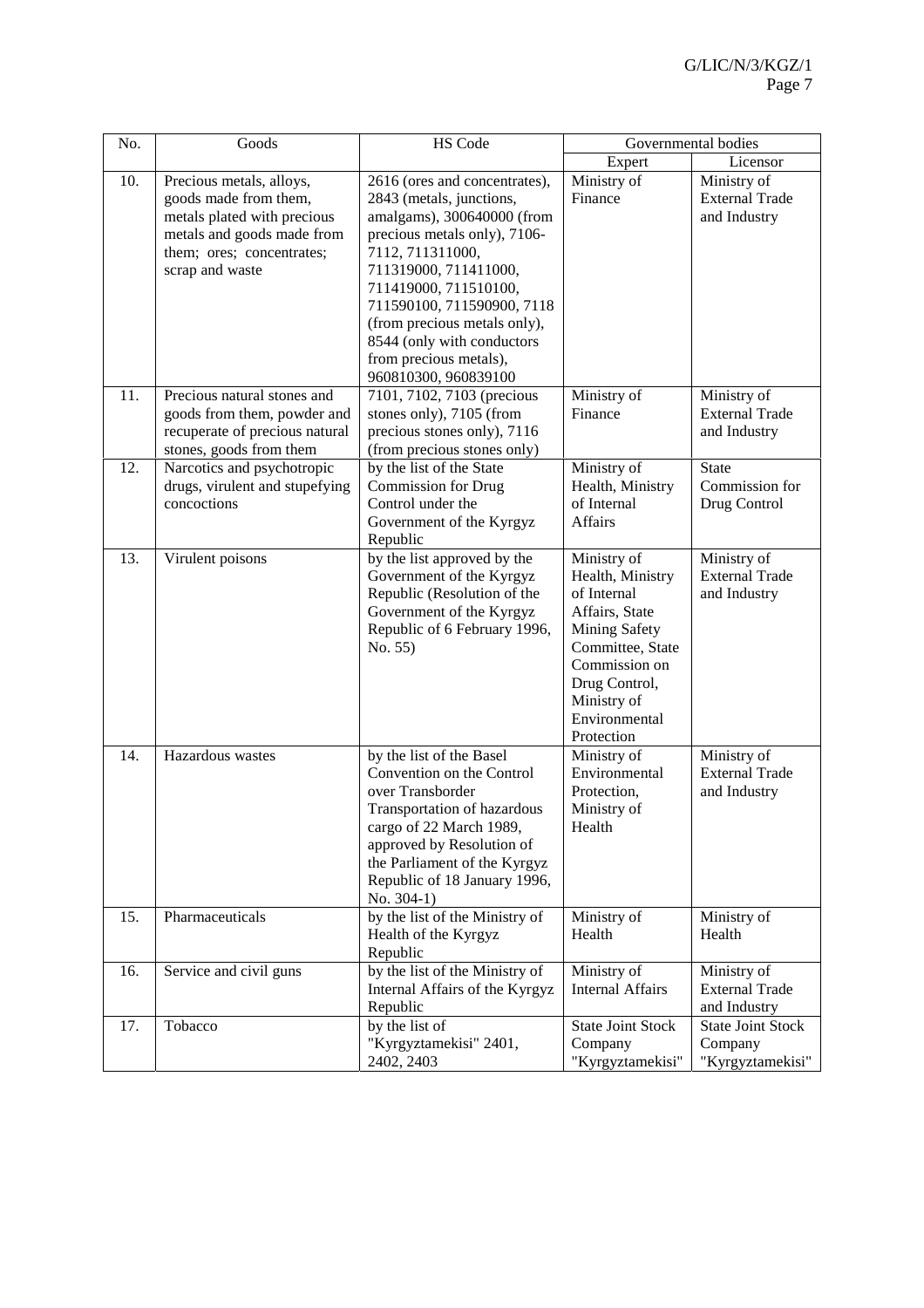| No. | Goods | HS Code | Governmental bodies | |
|---|---|---|---|---|
| | | | Expert | Licensor |
| 10. | Precious metals, alloys, goods made from them, metals plated with precious metals and goods made from them; ores; concentrates; scrap and waste | 2616 (ores and concentrates), 2843 (metals, junctions, amalgams), 300640000 (from precious metals only), 7106-7112, 711311000, 711319000, 711411000, 711419000, 711510100, 711590100, 711590900, 7118 (from precious metals only), 8544 (only with conductors from precious metals), 960810300, 960839100 | Ministry of Finance | Ministry of External Trade and Industry |
| 11. | Precious natural stones and goods from them, powder and recuperate of precious natural stones, goods from them | 7101, 7102, 7103 (precious stones only), 7105 (from precious stones only), 7116 (from precious stones only) | Ministry of Finance | Ministry of External Trade and Industry |
| 12. | Narcotics and psychotropic drugs, virulent and stupefying concoctions | by the list of the State Commission for Drug Control under the Government of the Kyrgyz Republic | Ministry of Health, Ministry of Internal Affairs | State Commission for Drug Control |
| 13. | Virulent poisons | by the list approved by the Government of the Kyrgyz Republic (Resolution of the Government of the Kyrgyz Republic of 6 February 1996, No. 55) | Ministry of Health, Ministry of Internal Affairs, State Mining Safety Committee, State Commission on Drug Control, Ministry of Environmental Protection | Ministry of External Trade and Industry |
| 14. | Hazardous wastes | by the list of the Basel Convention on the Control over Transborder Transportation of hazardous cargo of 22 March 1989, approved by Resolution of the Parliament of the Kyrgyz Republic of 18 January 1996, No. 304-1) | Ministry of Environmental Protection, Ministry of Health | Ministry of External Trade and Industry |
| 15. | Pharmaceuticals | by the list of the Ministry of Health of the Kyrgyz Republic | Ministry of Health | Ministry of Health |
| 16. | Service and civil guns | by the list of the Ministry of Internal Affairs of the Kyrgyz Republic | Ministry of Internal Affairs | Ministry of External Trade and Industry |
| 17. | Tobacco | by the list of "Kyrgyztamekisi" 2401, 2402, 2403 | State Joint Stock Company "Kyrgyztamekisi" | State Joint Stock Company "Kyrgyztamekisi" |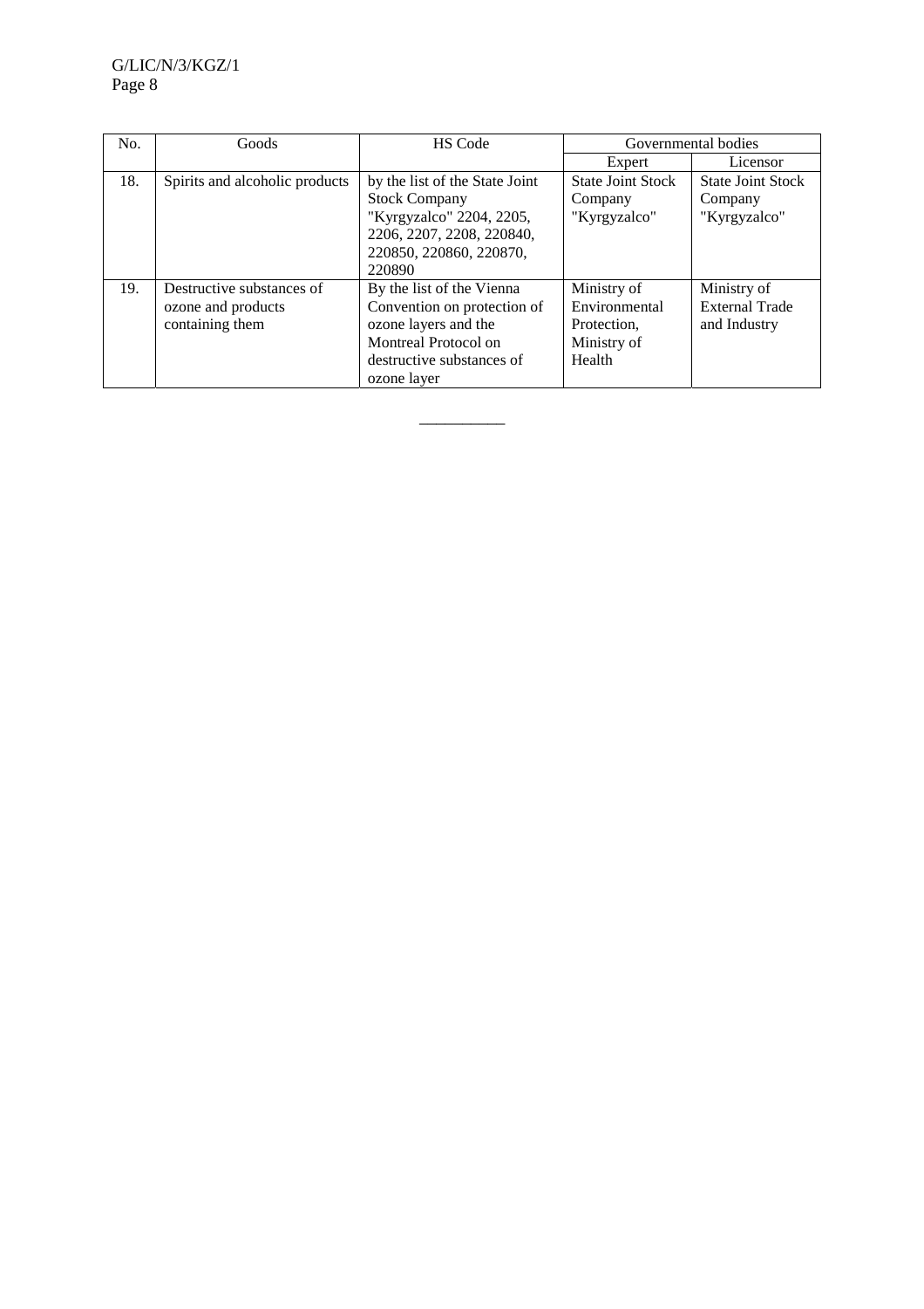| No. | Goods | HS Code | Governmental bodies | |
|---|---|---|---|---|
| | | | Expert | Licensor |
| 18. | Spirits and alcoholic products | by the list of the State Joint Stock Company "Kyrgyzalco" 2204, 2205, 2206, 2207, 2208, 220840, 220850, 220860, 220870, 220890 | State Joint Stock Company "Kyrgyzalco" | State Joint Stock Company "Kyrgyzalco" |
| 19. | Destructive substances of ozone and products containing them | By the list of the Vienna Convention on protection of ozone layers and the Montreal Protocol on destructive substances of ozone layer | Ministry of Environmental Protection, Ministry of Health | Ministry of External Trade and Industry |

__________